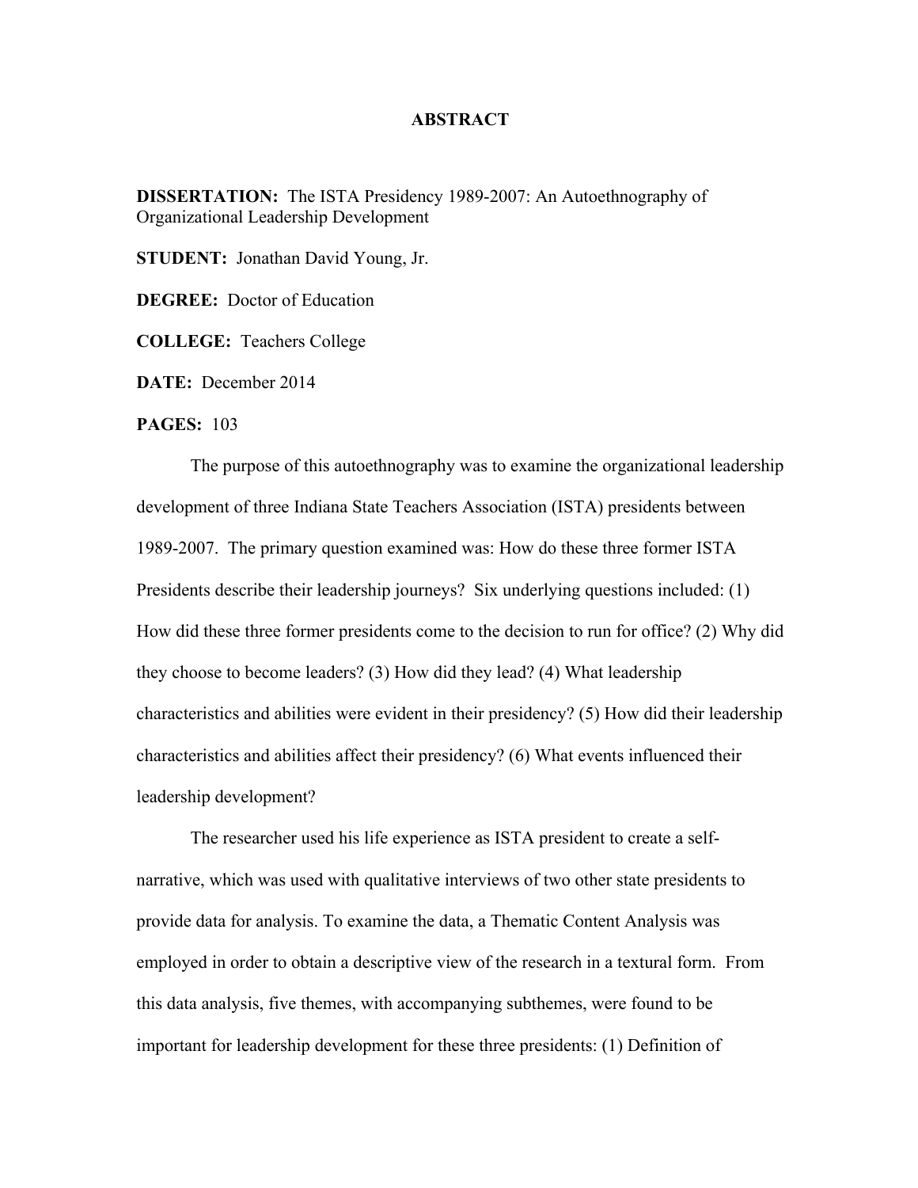# ABSTRACT

**DISSERTATION:** The ISTA Presidency 1989-2007: An Autoethnography of Organizational Leadership Development

**STUDENT:** Jonathan David Young, Jr.

**DEGREE:** Doctor of Education

**COLLEGE:** Teachers College

**DATE:** December 2014

**PAGES:** 103

The purpose of this autoethnography was to examine the organizational leadership development of three Indiana State Teachers Association (ISTA) presidents between 1989-2007. The primary question examined was: How do these three former ISTA Presidents describe their leadership journeys? Six underlying questions included: (1) How did these three former presidents come to the decision to run for office? (2) Why did they choose to become leaders? (3) How did they lead? (4) What leadership characteristics and abilities were evident in their presidency? (5) How did their leadership characteristics and abilities affect their presidency? (6) What events influenced their leadership development?

The researcher used his life experience as ISTA president to create a self-narrative, which was used with qualitative interviews of two other state presidents to provide data for analysis. To examine the data, a Thematic Content Analysis was employed in order to obtain a descriptive view of the research in a textural form. From this data analysis, five themes, with accompanying subthemes, were found to be important for leadership development for these three presidents: (1) Definition of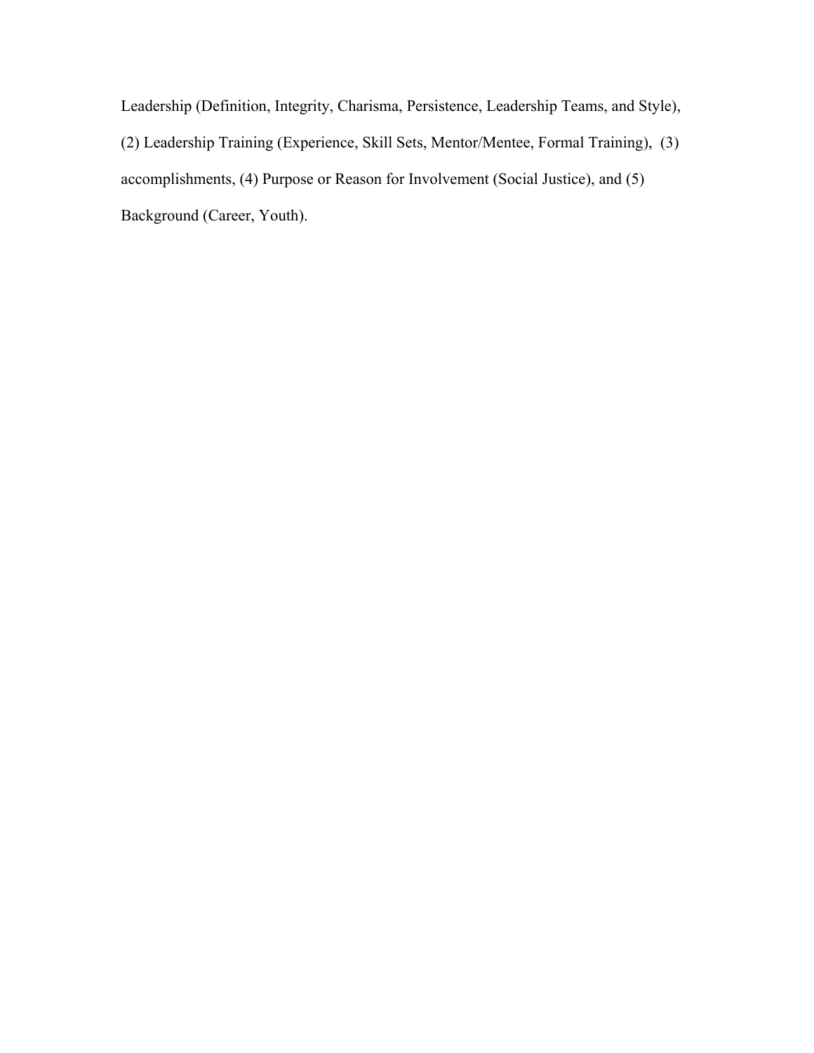Leadership (Definition, Integrity, Charisma, Persistence, Leadership Teams, and Style), (2) Leadership Training (Experience, Skill Sets, Mentor/Mentee, Formal Training), (3) accomplishments, (4) Purpose or Reason for Involvement (Social Justice), and (5) Background (Career, Youth).